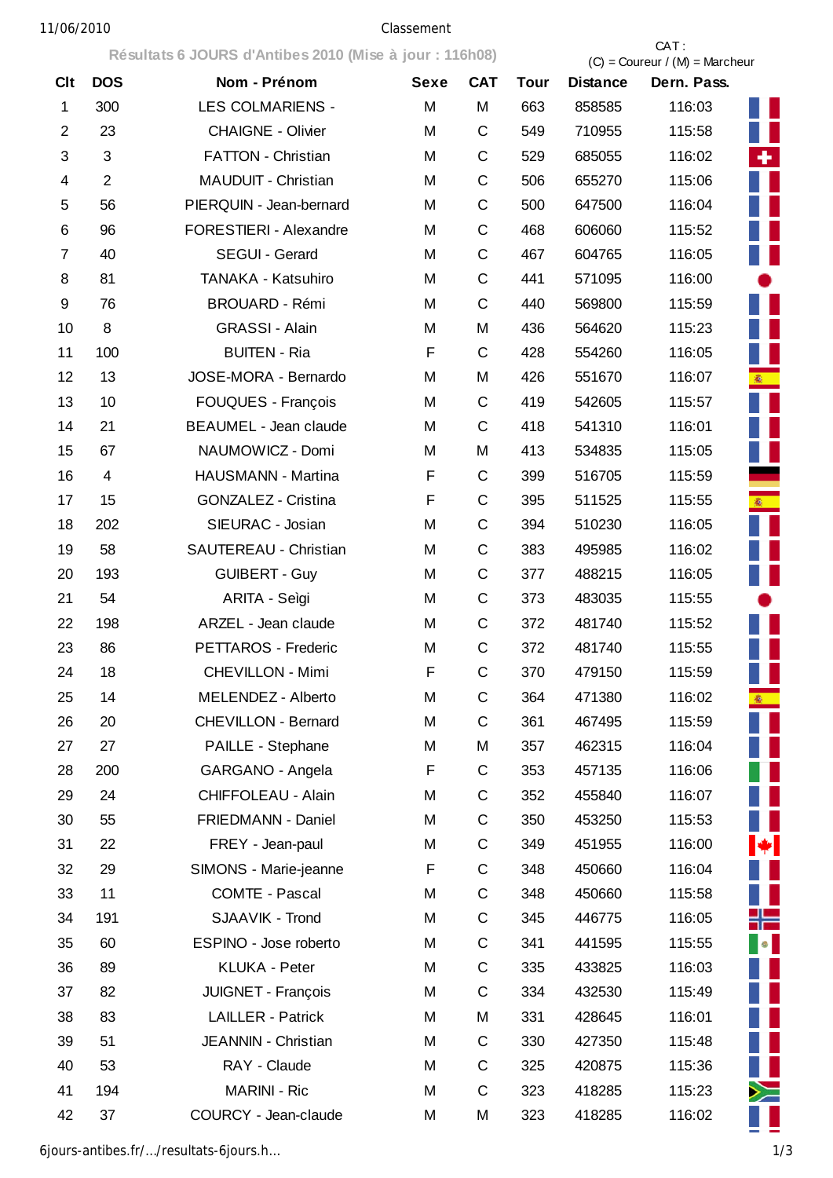Classement

## Résultats 6 JOURS d'Antibes 2010 (Mise à jour : 116h08)

CAT : (C) = Coureur / (M) = Marcheur

| Clt | DOS | Nom - Prénom | Sexe | CAT | Tour | Distance | Dern. Pass. |
|---|---|---|---|---|---|---|---|
| 1 | 300 | LES COLMARIENS - | M | M | 663 | 858585 | 116:03 |
| 2 | 23 | CHAIGNE - Olivier | M | C | 549 | 710955 | 115:58 |
| 3 | 3 | FATTON - Christian | M | C | 529 | 685055 | 116:02 |
| 4 | 2 | MAUDUIT - Christian | M | C | 506 | 655270 | 115:06 |
| 5 | 56 | PIERQUIN - Jean-bernard | M | C | 500 | 647500 | 116:04 |
| 6 | 96 | FORESTIERI - Alexandre | M | C | 468 | 606060 | 115:52 |
| 7 | 40 | SEGUI - Gerard | M | C | 467 | 604765 | 116:05 |
| 8 | 81 | TANAKA - Katsuhiro | M | C | 441 | 571095 | 116:00 |
| 9 | 76 | BROUARD - Rémi | M | C | 440 | 569800 | 115:59 |
| 10 | 8 | GRASSI - Alain | M | M | 436 | 564620 | 115:23 |
| 11 | 100 | BUITEN - Ria | F | C | 428 | 554260 | 116:05 |
| 12 | 13 | JOSE-MORA - Bernardo | M | M | 426 | 551670 | 116:07 |
| 13 | 10 | FOUQUES - François | M | C | 419 | 542605 | 115:57 |
| 14 | 21 | BEAUMEL - Jean claude | M | C | 418 | 541310 | 116:01 |
| 15 | 67 | NAUMOWICZ - Domi | M | M | 413 | 534835 | 115:05 |
| 16 | 4 | HAUSMANN - Martina | F | C | 399 | 516705 | 115:59 |
| 17 | 15 | GONZALEZ - Cristina | F | C | 395 | 511525 | 115:55 |
| 18 | 202 | SIEURAC - Josian | M | C | 394 | 510230 | 116:05 |
| 19 | 58 | SAUTEREAU - Christian | M | C | 383 | 495985 | 116:02 |
| 20 | 193 | GUIBERT - Guy | M | C | 377 | 488215 | 116:05 |
| 21 | 54 | ARITA - Seìgi | M | C | 373 | 483035 | 115:55 |
| 22 | 198 | ARZEL - Jean claude | M | C | 372 | 481740 | 115:52 |
| 23 | 86 | PETTAROS - Frederic | M | C | 372 | 481740 | 115:55 |
| 24 | 18 | CHEVILLON - Mimi | F | C | 370 | 479150 | 115:59 |
| 25 | 14 | MELENDEZ - Alberto | M | C | 364 | 471380 | 116:02 |
| 26 | 20 | CHEVILLON - Bernard | M | C | 361 | 467495 | 115:59 |
| 27 | 27 | PAILLE - Stephane | M | M | 357 | 462315 | 116:04 |
| 28 | 200 | GARGANO - Angela | F | C | 353 | 457135 | 116:06 |
| 29 | 24 | CHIFFOLEAU - Alain | M | C | 352 | 455840 | 116:07 |
| 30 | 55 | FRIEDMANN - Daniel | M | C | 350 | 453250 | 115:53 |
| 31 | 22 | FREY - Jean-paul | M | C | 349 | 451955 | 116:00 |
| 32 | 29 | SIMONS - Marie-jeanne | F | C | 348 | 450660 | 116:04 |
| 33 | 11 | COMTE - Pascal | M | C | 348 | 450660 | 115:58 |
| 34 | 191 | SJAAVIK - Trond | M | C | 345 | 446775 | 116:05 |
| 35 | 60 | ESPINO - Jose roberto | M | C | 341 | 441595 | 115:55 |
| 36 | 89 | KLUKA - Peter | M | C | 335 | 433825 | 116:03 |
| 37 | 82 | JUIGNET - François | M | C | 334 | 432530 | 115:49 |
| 38 | 83 | LAILLER - Patrick | M | M | 331 | 428645 | 116:01 |
| 39 | 51 | JEANNIN - Christian | M | C | 330 | 427350 | 115:48 |
| 40 | 53 | RAY - Claude | M | C | 325 | 420875 | 115:36 |
| 41 | 194 | MARINI - Ric | M | C | 323 | 418285 | 115:23 |
| 42 | 37 | COURCY - Jean-claude | M | M | 323 | 418285 | 116:02 |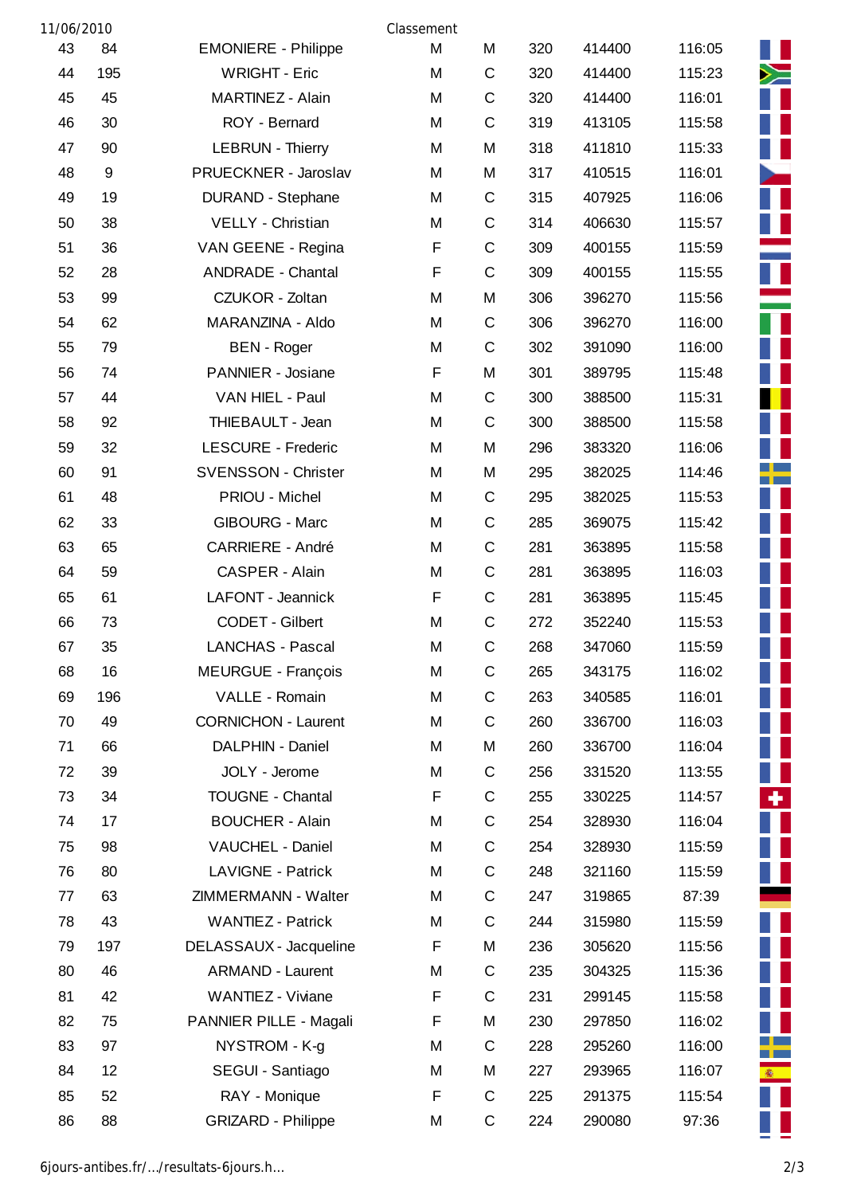11/06/2010 Classement

| | | | | | | | | |
|---|---|---|---|---|---|---|---|---|
| 43 | 84 | EMONIERE - Philippe | M | M | 320 | 414400 | 116:05 | |
| 44 | 195 | WRIGHT - Eric | M | C | 320 | 414400 | 115:23 | |
| 45 | 45 | MARTINEZ - Alain | M | C | 320 | 414400 | 116:01 | |
| 46 | 30 | ROY - Bernard | M | C | 319 | 413105 | 115:58 | |
| 47 | 90 | LEBRUN - Thierry | M | M | 318 | 411810 | 115:33 | |
| 48 | 9 | PRUECKNER - Jaroslav | M | M | 317 | 410515 | 116:01 | |
| 49 | 19 | DURAND - Stephane | M | C | 315 | 407925 | 116:06 | |
| 50 | 38 | VELLY - Christian | M | C | 314 | 406630 | 115:57 | |
| 51 | 36 | VAN GEENE - Regina | F | C | 309 | 400155 | 115:59 | |
| 52 | 28 | ANDRADE - Chantal | F | C | 309 | 400155 | 115:55 | |
| 53 | 99 | CZUKOR - Zoltan | M | M | 306 | 396270 | 115:56 | |
| 54 | 62 | MARANZINA - Aldo | M | C | 306 | 396270 | 116:00 | |
| 55 | 79 | BEN - Roger | M | C | 302 | 391090 | 116:00 | |
| 56 | 74 | PANNIER - Josiane | F | M | 301 | 389795 | 115:48 | |
| 57 | 44 | VAN HIEL - Paul | M | C | 300 | 388500 | 115:31 | |
| 58 | 92 | THIEBAULT - Jean | M | C | 300 | 388500 | 115:58 | |
| 59 | 32 | LESCURE - Frederic | M | M | 296 | 383320 | 116:06 | |
| 60 | 91 | SVENSSON - Christer | M | M | 295 | 382025 | 114:46 | |
| 61 | 48 | PRIOU - Michel | M | C | 295 | 382025 | 115:53 | |
| 62 | 33 | GIBOURG - Marc | M | C | 285 | 369075 | 115:42 | |
| 63 | 65 | CARRIERE - André | M | C | 281 | 363895 | 115:58 | |
| 64 | 59 | CASPER - Alain | M | C | 281 | 363895 | 116:03 | |
| 65 | 61 | LAFONT - Jeannick | F | C | 281 | 363895 | 115:45 | |
| 66 | 73 | CODET - Gilbert | M | C | 272 | 352240 | 115:53 | |
| 67 | 35 | LANCHAS - Pascal | M | C | 268 | 347060 | 115:59 | |
| 68 | 16 | MEURGUE - François | M | C | 265 | 343175 | 116:02 | |
| 69 | 196 | VALLE - Romain | M | C | 263 | 340585 | 116:01 | |
| 70 | 49 | CORNICHON - Laurent | M | C | 260 | 336700 | 116:03 | |
| 71 | 66 | DALPHIN - Daniel | M | M | 260 | 336700 | 116:04 | |
| 72 | 39 | JOLY - Jerome | M | C | 256 | 331520 | 113:55 | |
| 73 | 34 | TOUGNE - Chantal | F | C | 255 | 330225 | 114:57 | |
| 74 | 17 | BOUCHER - Alain | M | C | 254 | 328930 | 116:04 | |
| 75 | 98 | VAUCHEL - Daniel | M | C | 254 | 328930 | 115:59 | |
| 76 | 80 | LAVIGNE - Patrick | M | C | 248 | 321160 | 115:59 | |
| 77 | 63 | ZIMMERMANN - Walter | M | C | 247 | 319865 | 87:39 | |
| 78 | 43 | WANTIEZ - Patrick | M | C | 244 | 315980 | 115:59 | |
| 79 | 197 | DELASSAUX - Jacqueline | F | M | 236 | 305620 | 115:56 | |
| 80 | 46 | ARMAND - Laurent | M | C | 235 | 304325 | 115:36 | |
| 81 | 42 | WANTIEZ - Viviane | F | C | 231 | 299145 | 115:58 | |
| 82 | 75 | PANNIER PILLE - Magali | F | M | 230 | 297850 | 116:02 | |
| 83 | 97 | NYSTROM - K-g | M | C | 228 | 295260 | 116:00 | |
| 84 | 12 | SEGUI - Santiago | M | M | 227 | 293965 | 116:07 | |
| 85 | 52 | RAY - Monique | F | C | 225 | 291375 | 115:54 | |
| 86 | 88 | GRIZARD - Philippe | M | C | 224 | 290080 | 97:36 | |

6jours-antibes.fr/…/resultats-6jours.h…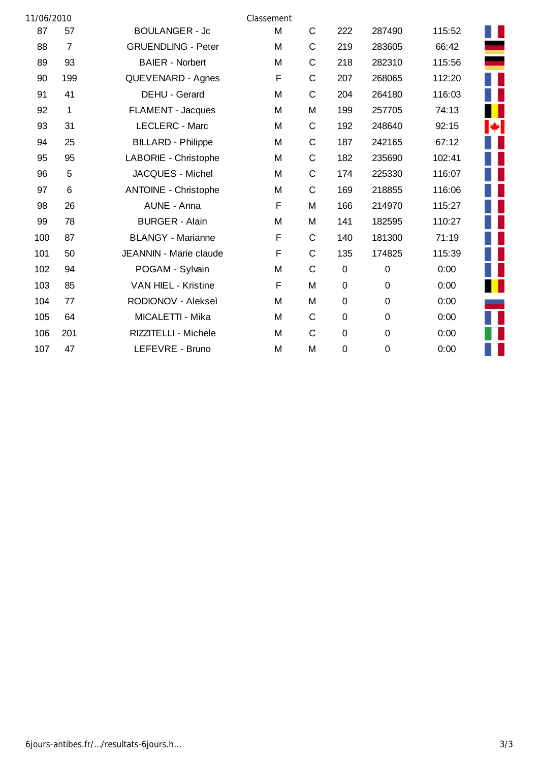| | | | | | | | | |
|---|---|---|---|---|---|---|---|---|
| 87 | 57 | BOULANGER - Jc | M | C | 222 | 287490 | 115:52 | |
| 88 | 7 | GRUENDLING - Peter | M | C | 219 | 283605 | 66:42 | |
| 89 | 93 | BAIER - Norbert | M | C | 218 | 282310 | 115:56 | |
| 90 | 199 | QUEVENARD - Agnes | F | C | 207 | 268065 | 112:20 | |
| 91 | 41 | DEHU - Gerard | M | C | 204 | 264180 | 116:03 | |
| 92 | 1 | FLAMENT - Jacques | M | M | 199 | 257705 | 74:13 | |
| 93 | 31 | LECLERC - Marc | M | C | 192 | 248640 | 92:15 | |
| 94 | 25 | BILLARD - Philippe | M | C | 187 | 242165 | 67:12 | |
| 95 | 95 | LABORIE - Christophe | M | C | 182 | 235690 | 102:41 | |
| 96 | 5 | JACQUES - Michel | M | C | 174 | 225330 | 116:07 | |
| 97 | 6 | ANTOINE - Christophe | M | C | 169 | 218855 | 116:06 | |
| 98 | 26 | AUNE - Anna | F | M | 166 | 214970 | 115:27 | |
| 99 | 78 | BURGER - Alain | M | M | 141 | 182595 | 110:27 | |
| 100 | 87 | BLANGY - Marianne | F | C | 140 | 181300 | 71:19 | |
| 101 | 50 | JEANNIN - Marie claude | F | C | 135 | 174825 | 115:39 | |
| 102 | 94 | POGAM - Sylvain | M | C | 0 | 0 | 0:00 | |
| 103 | 85 | VAN HIEL - Kristine | F | M | 0 | 0 | 0:00 | |
| 104 | 77 | RODIONOV - Alekseì | M | M | 0 | 0 | 0:00 | |
| 105 | 64 | MICALETTI - Mika | M | C | 0 | 0 | 0:00 | |
| 106 | 201 | RIZZITELLI - Michele | M | C | 0 | 0 | 0:00 | |
| 107 | 47 | LEFEVRE - Bruno | M | M | 0 | 0 | 0:00 | |